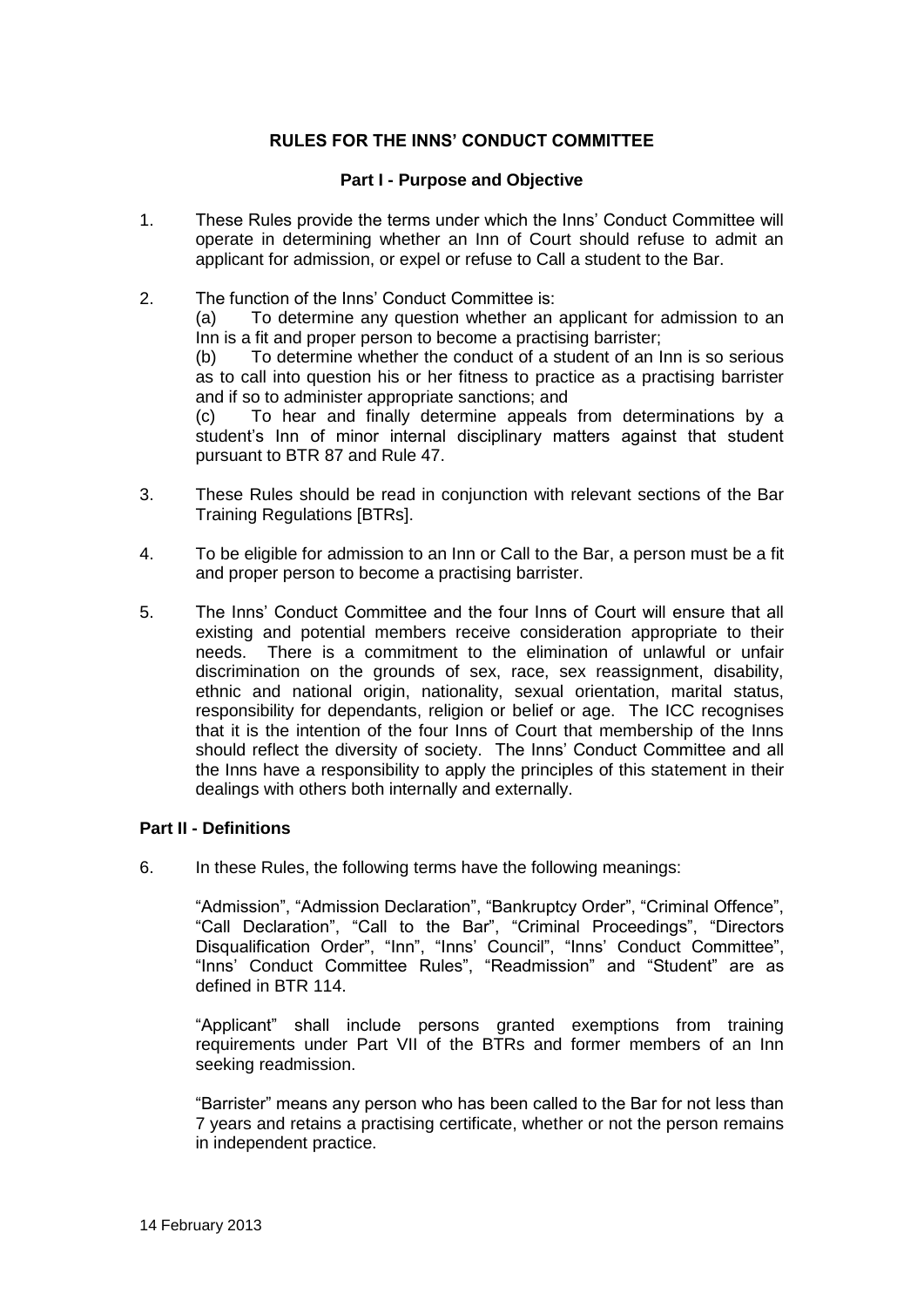# RULES FOR THE INNS' CONDUCT COMMITTEE

## Part I - Purpose and Objective

1. These Rules provide the terms under which the Inns' Conduct Committee will operate in determining whether an Inn of Court should refuse to admit an applicant for admission, or expel or refuse to Call a student to the Bar.

2. The function of the Inns' Conduct Committee is:
   (a) To determine any question whether an applicant for admission to an Inn is a fit and proper person to become a practising barrister;
   (b) To determine whether the conduct of a student of an Inn is so serious as to call into question his or her fitness to practice as a practising barrister and if so to administer appropriate sanctions; and
   (c) To hear and finally determine appeals from determinations by a student's Inn of minor internal disciplinary matters against that student pursuant to BTR 87 and Rule 47.

3. These Rules should be read in conjunction with relevant sections of the Bar Training Regulations [BTRs].

4. To be eligible for admission to an Inn or Call to the Bar, a person must be a fit and proper person to become a practising barrister.

5. The Inns' Conduct Committee and the four Inns of Court will ensure that all existing and potential members receive consideration appropriate to their needs. There is a commitment to the elimination of unlawful or unfair discrimination on the grounds of sex, race, sex reassignment, disability, ethnic and national origin, nationality, sexual orientation, marital status, responsibility for dependants, religion or belief or age. The ICC recognises that it is the intention of the four Inns of Court that membership of the Inns should reflect the diversity of society. The Inns' Conduct Committee and all the Inns have a responsibility to apply the principles of this statement in their dealings with others both internally and externally.

## Part II - Definitions

6. In these Rules, the following terms have the following meanings:

   "Admission", "Admission Declaration", "Bankruptcy Order", "Criminal Offence", "Call Declaration", "Call to the Bar", "Criminal Proceedings", "Directors Disqualification Order", "Inn", "Inns' Council", "Inns' Conduct Committee", "Inns' Conduct Committee Rules", "Readmission" and "Student" are as defined in BTR 114.

   "Applicant" shall include persons granted exemptions from training requirements under Part VII of the BTRs and former members of an Inn seeking readmission.

   "Barrister" means any person who has been called to the Bar for not less than 7 years and retains a practising certificate, whether or not the person remains in independent practice.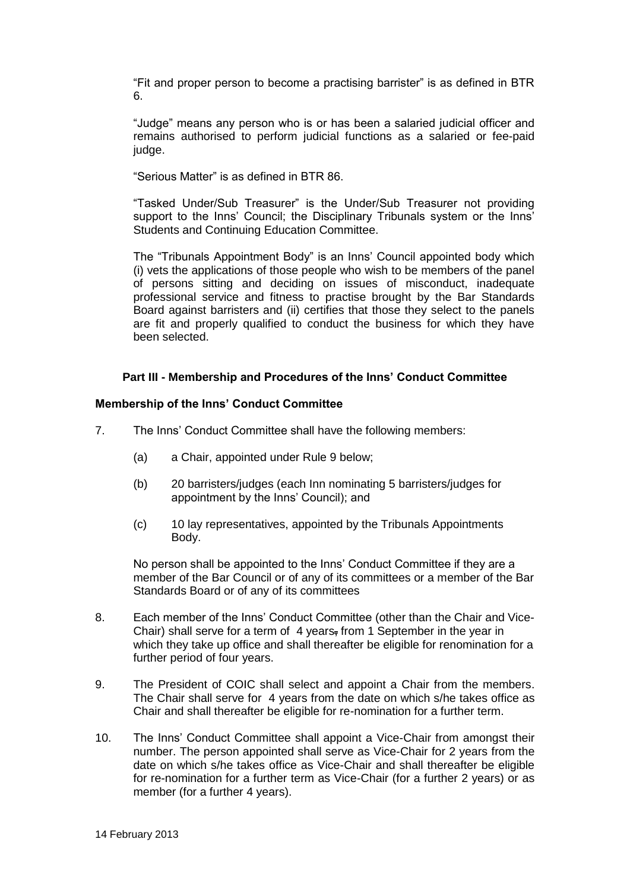"Fit and proper person to become a practising barrister" is as defined in BTR 6.

"Judge" means any person who is or has been a salaried judicial officer and remains authorised to perform judicial functions as a salaried or fee-paid judge.

"Serious Matter" is as defined in BTR 86.

"Tasked Under/Sub Treasurer" is the Under/Sub Treasurer not providing support to the Inns' Council; the Disciplinary Tribunals system or the Inns' Students and Continuing Education Committee.

The "Tribunals Appointment Body" is an Inns' Council appointed body which (i) vets the applications of those people who wish to be members of the panel of persons sitting and deciding on issues of misconduct, inadequate professional service and fitness to practise brought by the Bar Standards Board against barristers and (ii) certifies that those they select to the panels are fit and properly qualified to conduct the business for which they have been selected.

## Part III - Membership and Procedures of the Inns' Conduct Committee

### Membership of the Inns' Conduct Committee

7. The Inns' Conduct Committee shall have the following members:

   (a) a Chair, appointed under Rule 9 below;

   (b) 20 barristers/judges (each Inn nominating 5 barristers/judges for appointment by the Inns' Council); and

   (c) 10 lay representatives, appointed by the Tribunals Appointments Body.

   No person shall be appointed to the Inns' Conduct Committee if they are a member of the Bar Council or of any of its committees or a member of the Bar Standards Board or of any of its committees

8. Each member of the Inns' Conduct Committee (other than the Chair and Vice-Chair) shall serve for a term of 4 years, from 1 September in the year in which they take up office and shall thereafter be eligible for renomination for a further period of four years.

9. The President of COIC shall select and appoint a Chair from the members. The Chair shall serve for 4 years from the date on which s/he takes office as Chair and shall thereafter be eligible for re-nomination for a further term.

10. The Inns' Conduct Committee shall appoint a Vice-Chair from amongst their number. The person appointed shall serve as Vice-Chair for 2 years from the date on which s/he takes office as Vice-Chair and shall thereafter be eligible for re-nomination for a further term as Vice-Chair (for a further 2 years) or as member (for a further 4 years).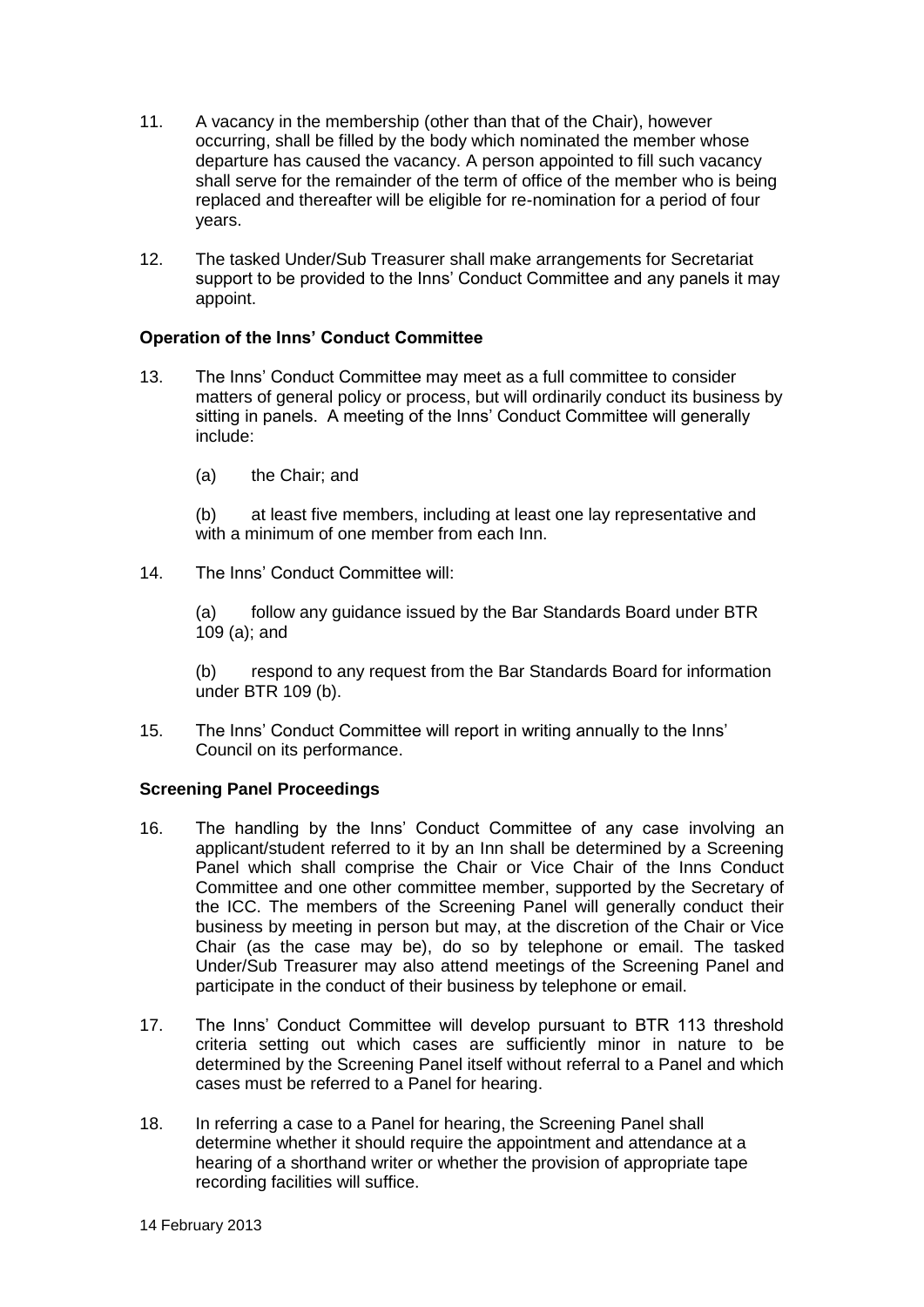11. A vacancy in the membership (other than that of the Chair), however occurring, shall be filled by the body which nominated the member whose departure has caused the vacancy. A person appointed to fill such vacancy shall serve for the remainder of the term of office of the member who is being replaced and thereafter will be eligible for re-nomination for a period of four years.

12. The tasked Under/Sub Treasurer shall make arrangements for Secretariat support to be provided to the Inns' Conduct Committee and any panels it may appoint.

**Operation of the Inns' Conduct Committee**

13. The Inns' Conduct Committee may meet as a full committee to consider matters of general policy or process, but will ordinarily conduct its business by sitting in panels. A meeting of the Inns' Conduct Committee will generally include:

    (a) the Chair; and

    (b) at least five members, including at least one lay representative and with a minimum of one member from each Inn.

14. The Inns' Conduct Committee will:

    (a) follow any guidance issued by the Bar Standards Board under BTR 109 (a); and

    (b) respond to any request from the Bar Standards Board for information under BTR 109 (b).

15. The Inns' Conduct Committee will report in writing annually to the Inns' Council on its performance.

**Screening Panel Proceedings**

16. The handling by the Inns' Conduct Committee of any case involving an applicant/student referred to it by an Inn shall be determined by a Screening Panel which shall comprise the Chair or Vice Chair of the Inns Conduct Committee and one other committee member, supported by the Secretary of the ICC. The members of the Screening Panel will generally conduct their business by meeting in person but may, at the discretion of the Chair or Vice Chair (as the case may be), do so by telephone or email. The tasked Under/Sub Treasurer may also attend meetings of the Screening Panel and participate in the conduct of their business by telephone or email.

17. The Inns' Conduct Committee will develop pursuant to BTR 113 threshold criteria setting out which cases are sufficiently minor in nature to be determined by the Screening Panel itself without referral to a Panel and which cases must be referred to a Panel for hearing.

18. In referring a case to a Panel for hearing, the Screening Panel shall determine whether it should require the appointment and attendance at a hearing of a shorthand writer or whether the provision of appropriate tape recording facilities will suffice.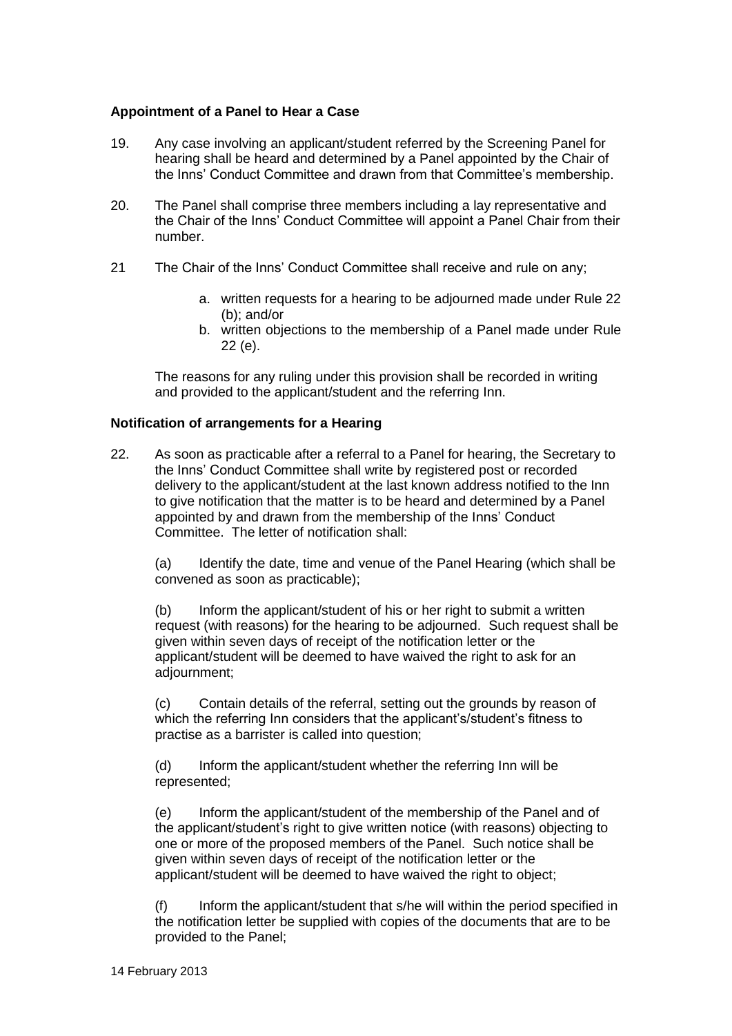### Appointment of a Panel to Hear a Case

19. Any case involving an applicant/student referred by the Screening Panel for hearing shall be heard and determined by a Panel appointed by the Chair of the Inns' Conduct Committee and drawn from that Committee's membership.

20. The Panel shall comprise three members including a lay representative and the Chair of the Inns' Conduct Committee will appoint a Panel Chair from their number.

21 The Chair of the Inns' Conduct Committee shall receive and rule on any;

   a. written requests for a hearing to be adjourned made under Rule 22 (b); and/or
   b. written objections to the membership of a Panel made under Rule 22 (e).

   The reasons for any ruling under this provision shall be recorded in writing and provided to the applicant/student and the referring Inn.

### Notification of arrangements for a Hearing

22. As soon as practicable after a referral to a Panel for hearing, the Secretary to the Inns' Conduct Committee shall write by registered post or recorded delivery to the applicant/student at the last known address notified to the Inn to give notification that the matter is to be heard and determined by a Panel appointed by and drawn from the membership of the Inns' Conduct Committee. The letter of notification shall:

   (a) Identify the date, time and venue of the Panel Hearing (which shall be convened as soon as practicable);

   (b) Inform the applicant/student of his or her right to submit a written request (with reasons) for the hearing to be adjourned. Such request shall be given within seven days of receipt of the notification letter or the applicant/student will be deemed to have waived the right to ask for an adjournment;

   (c) Contain details of the referral, setting out the grounds by reason of which the referring Inn considers that the applicant's/student's fitness to practise as a barrister is called into question;

   (d) Inform the applicant/student whether the referring Inn will be represented;

   (e) Inform the applicant/student of the membership of the Panel and of the applicant/student's right to give written notice (with reasons) objecting to one or more of the proposed members of the Panel. Such notice shall be given within seven days of receipt of the notification letter or the applicant/student will be deemed to have waived the right to object;

   (f) Inform the applicant/student that s/he will within the period specified in the notification letter be supplied with copies of the documents that are to be provided to the Panel;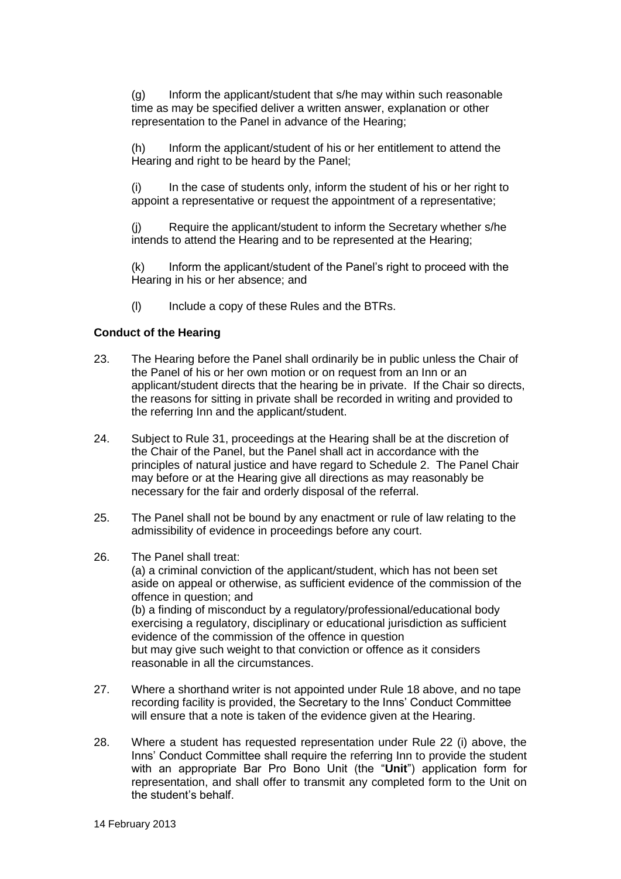(g) Inform the applicant/student that s/he may within such reasonable time as may be specified deliver a written answer, explanation or other representation to the Panel in advance of the Hearing;

(h) Inform the applicant/student of his or her entitlement to attend the Hearing and right to be heard by the Panel;

(i) In the case of students only, inform the student of his or her right to appoint a representative or request the appointment of a representative;

(j) Require the applicant/student to inform the Secretary whether s/he intends to attend the Hearing and to be represented at the Hearing;

(k) Inform the applicant/student of the Panel's right to proceed with the Hearing in his or her absence; and

(l) Include a copy of these Rules and the BTRs.

**Conduct of the Hearing**

23. The Hearing before the Panel shall ordinarily be in public unless the Chair of the Panel of his or her own motion or on request from an Inn or an applicant/student directs that the hearing be in private. If the Chair so directs, the reasons for sitting in private shall be recorded in writing and provided to the referring Inn and the applicant/student.

24. Subject to Rule 31, proceedings at the Hearing shall be at the discretion of the Chair of the Panel, but the Panel shall act in accordance with the principles of natural justice and have regard to Schedule 2. The Panel Chair may before or at the Hearing give all directions as may reasonably be necessary for the fair and orderly disposal of the referral.

25. The Panel shall not be bound by any enactment or rule of law relating to the admissibility of evidence in proceedings before any court.

26. The Panel shall treat:
(a) a criminal conviction of the applicant/student, which has not been set aside on appeal or otherwise, as sufficient evidence of the commission of the offence in question; and
(b) a finding of misconduct by a regulatory/professional/educational body exercising a regulatory, disciplinary or educational jurisdiction as sufficient evidence of the commission of the offence in question
but may give such weight to that conviction or offence as it considers reasonable in all the circumstances.

27. Where a shorthand writer is not appointed under Rule 18 above, and no tape recording facility is provided, the Secretary to the Inns' Conduct Committee will ensure that a note is taken of the evidence given at the Hearing.

28. Where a student has requested representation under Rule 22 (i) above, the Inns' Conduct Committee shall require the referring Inn to provide the student with an appropriate Bar Pro Bono Unit (the "**Unit**") application form for representation, and shall offer to transmit any completed form to the Unit on the student's behalf.

14 February 2013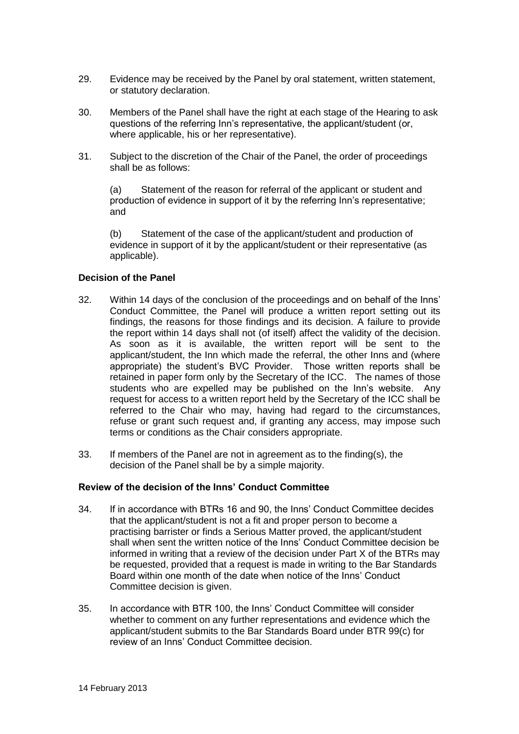29. Evidence may be received by the Panel by oral statement, written statement, or statutory declaration.

30. Members of the Panel shall have the right at each stage of the Hearing to ask questions of the referring Inn's representative, the applicant/student (or, where applicable, his or her representative).

31. Subject to the discretion of the Chair of the Panel, the order of proceedings shall be as follows:

    (a) Statement of the reason for referral of the applicant or student and production of evidence in support of it by the referring Inn's representative; and

    (b) Statement of the case of the applicant/student and production of evidence in support of it by the applicant/student or their representative (as applicable).

**Decision of the Panel**

32. Within 14 days of the conclusion of the proceedings and on behalf of the Inns' Conduct Committee, the Panel will produce a written report setting out its findings, the reasons for those findings and its decision. A failure to provide the report within 14 days shall not (of itself) affect the validity of the decision. As soon as it is available, the written report will be sent to the applicant/student, the Inn which made the referral, the other Inns and (where appropriate) the student's BVC Provider. Those written reports shall be retained in paper form only by the Secretary of the ICC. The names of those students who are expelled may be published on the Inn's website. Any request for access to a written report held by the Secretary of the ICC shall be referred to the Chair who may, having had regard to the circumstances, refuse or grant such request and, if granting any access, may impose such terms or conditions as the Chair considers appropriate.

33. If members of the Panel are not in agreement as to the finding(s), the decision of the Panel shall be by a simple majority.

**Review of the decision of the Inns' Conduct Committee**

34. If in accordance with BTRs 16 and 90, the Inns' Conduct Committee decides that the applicant/student is not a fit and proper person to become a practising barrister or finds a Serious Matter proved, the applicant/student shall when sent the written notice of the Inns' Conduct Committee decision be informed in writing that a review of the decision under Part X of the BTRs may be requested, provided that a request is made in writing to the Bar Standards Board within one month of the date when notice of the Inns' Conduct Committee decision is given.

35. In accordance with BTR 100, the Inns' Conduct Committee will consider whether to comment on any further representations and evidence which the applicant/student submits to the Bar Standards Board under BTR 99(c) for review of an Inns' Conduct Committee decision.

14 February 2013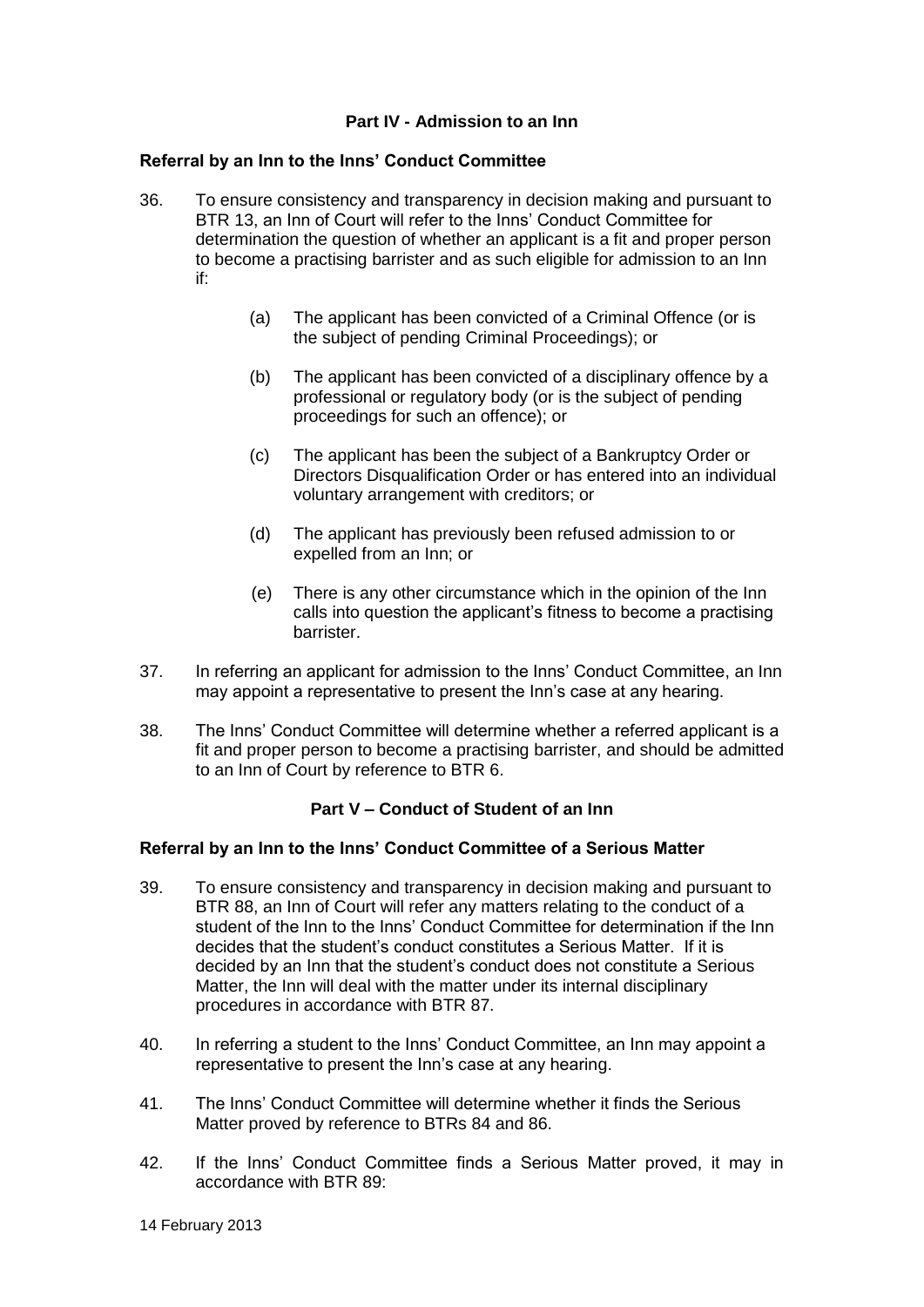## Part IV - Admission to an Inn

### Referral by an Inn to the Inns' Conduct Committee

36. To ensure consistency and transparency in decision making and pursuant to BTR 13, an Inn of Court will refer to the Inns' Conduct Committee for determination the question of whether an applicant is a fit and proper person to become a practising barrister and as such eligible for admission to an Inn if:

    (a) The applicant has been convicted of a Criminal Offence (or is the subject of pending Criminal Proceedings); or

    (b) The applicant has been convicted of a disciplinary offence by a professional or regulatory body (or is the subject of pending proceedings for such an offence); or

    (c) The applicant has been the subject of a Bankruptcy Order or Directors Disqualification Order or has entered into an individual voluntary arrangement with creditors; or

    (d) The applicant has previously been refused admission to or expelled from an Inn; or

    (e) There is any other circumstance which in the opinion of the Inn calls into question the applicant's fitness to become a practising barrister.

37. In referring an applicant for admission to the Inns' Conduct Committee, an Inn may appoint a representative to present the Inn's case at any hearing.

38. The Inns' Conduct Committee will determine whether a referred applicant is a fit and proper person to become a practising barrister, and should be admitted to an Inn of Court by reference to BTR 6.

## Part V – Conduct of Student of an Inn

### Referral by an Inn to the Inns' Conduct Committee of a Serious Matter

39. To ensure consistency and transparency in decision making and pursuant to BTR 88, an Inn of Court will refer any matters relating to the conduct of a student of the Inn to the Inns' Conduct Committee for determination if the Inn decides that the student's conduct constitutes a Serious Matter. If it is decided by an Inn that the student's conduct does not constitute a Serious Matter, the Inn will deal with the matter under its internal disciplinary procedures in accordance with BTR 87.

40. In referring a student to the Inns' Conduct Committee, an Inn may appoint a representative to present the Inn's case at any hearing.

41. The Inns' Conduct Committee will determine whether it finds the Serious Matter proved by reference to BTRs 84 and 86.

42. If the Inns' Conduct Committee finds a Serious Matter proved, it may in accordance with BTR 89:

14 February 2013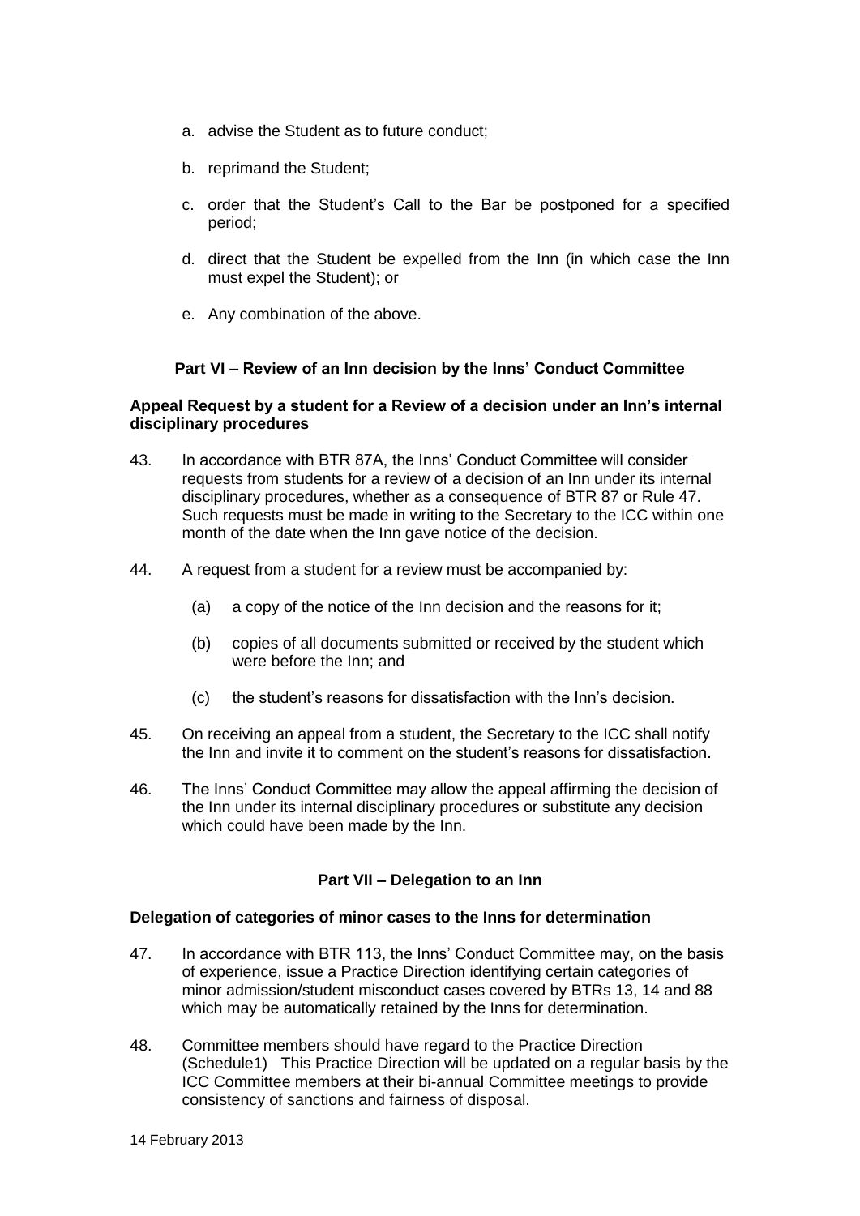a. advise the Student as to future conduct;

b. reprimand the Student;

c. order that the Student's Call to the Bar be postponed for a specified period;

d. direct that the Student be expelled from the Inn (in which case the Inn must expel the Student); or

e. Any combination of the above.

### Part VI – Review of an Inn decision by the Inns' Conduct Committee

**Appeal Request by a student for a Review of a decision under an Inn's internal disciplinary procedures**

43. In accordance with BTR 87A, the Inns' Conduct Committee will consider requests from students for a review of a decision of an Inn under its internal disciplinary procedures, whether as a consequence of BTR 87 or Rule 47. Such requests must be made in writing to the Secretary to the ICC within one month of the date when the Inn gave notice of the decision.

44. A request from a student for a review must be accompanied by:

    (a) a copy of the notice of the Inn decision and the reasons for it;

    (b) copies of all documents submitted or received by the student which were before the Inn; and

    (c) the student's reasons for dissatisfaction with the Inn's decision.

45. On receiving an appeal from a student, the Secretary to the ICC shall notify the Inn and invite it to comment on the student's reasons for dissatisfaction.

46. The Inns' Conduct Committee may allow the appeal affirming the decision of the Inn under its internal disciplinary procedures or substitute any decision which could have been made by the Inn.

### Part VII – Delegation to an Inn

**Delegation of categories of minor cases to the Inns for determination**

47. In accordance with BTR 113, the Inns' Conduct Committee may, on the basis of experience, issue a Practice Direction identifying certain categories of minor admission/student misconduct cases covered by BTRs 13, 14 and 88 which may be automatically retained by the Inns for determination.

48. Committee members should have regard to the Practice Direction (Schedule1) This Practice Direction will be updated on a regular basis by the ICC Committee members at their bi-annual Committee meetings to provide consistency of sanctions and fairness of disposal.

14 February 2013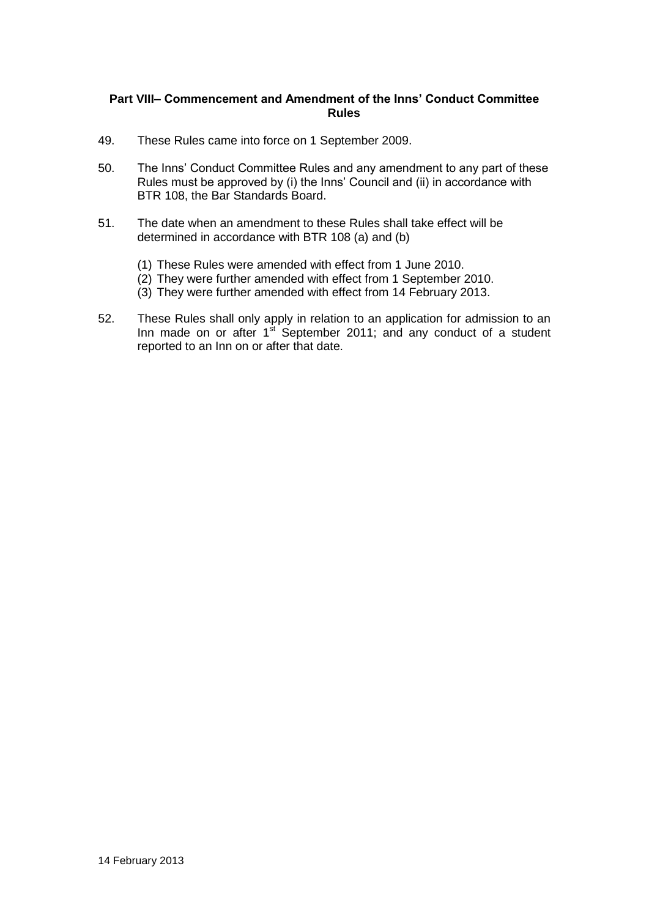## Part VIII– Commencement and Amendment of the Inns' Conduct Committee Rules

49. These Rules came into force on 1 September 2009.

50. The Inns' Conduct Committee Rules and any amendment to any part of these Rules must be approved by (i) the Inns' Council and (ii) in accordance with BTR 108, the Bar Standards Board.

51. The date when an amendment to these Rules shall take effect will be determined in accordance with BTR 108 (a) and (b)

    (1) These Rules were amended with effect from 1 June 2010.
    (2) They were further amended with effect from 1 September 2010.
    (3) They were further amended with effect from 14 February 2013.

52. These Rules shall only apply in relation to an application for admission to an Inn made on or after 1st September 2011; and any conduct of a student reported to an Inn on or after that date.

14 February 2013